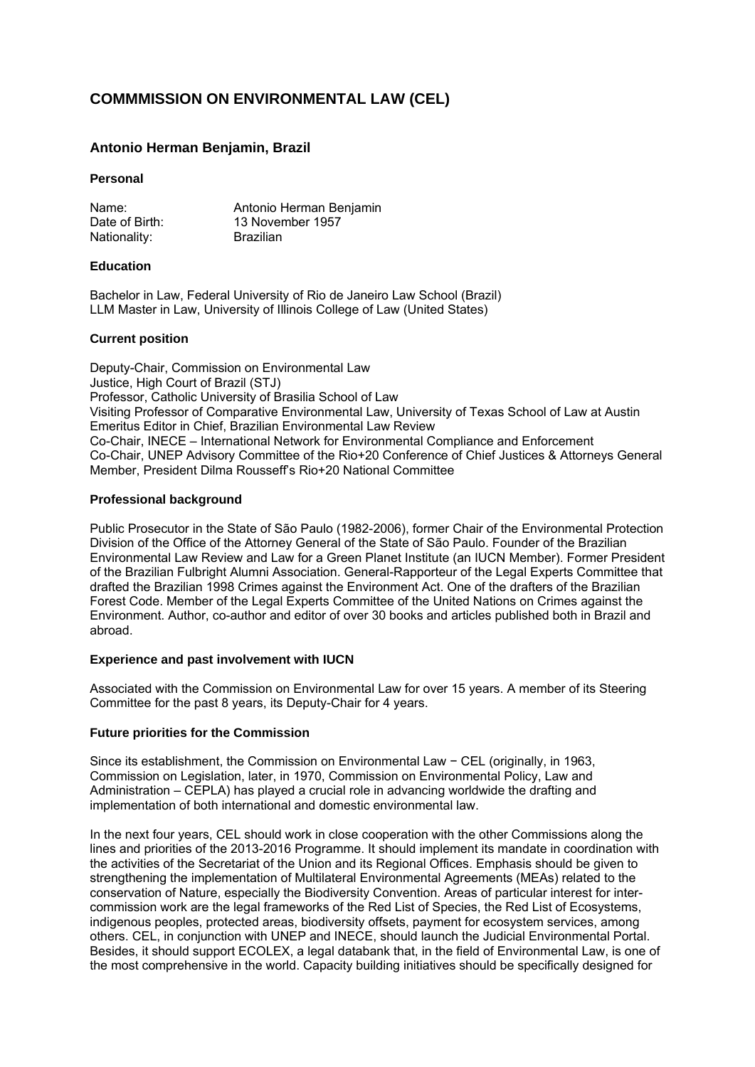# COMMMISSION ON ENVIRONMENTAL LAW (CEL)

## Antonio Herman Benjamin, Brazil

### Personal

| | |
|---|---|
| Name: | Antonio Herman Benjamin |
| Date of Birth: | 13 November 1957 |
| Nationality: | Brazilian |

### Education

Bachelor in Law, Federal University of Rio de Janeiro Law School (Brazil)
LLM Master in Law, University of Illinois College of Law (United States)

### Current position

Deputy-Chair, Commission on Environmental Law
Justice, High Court of Brazil (STJ)
Professor, Catholic University of Brasilia School of Law
Visiting Professor of Comparative Environmental Law, University of Texas School of Law at Austin
Emeritus Editor in Chief, Brazilian Environmental Law Review
Co-Chair, INECE – International Network for Environmental Compliance and Enforcement
Co-Chair, UNEP Advisory Committee of the Rio+20 Conference of Chief Justices & Attorneys General
Member, President Dilma Rousseff's Rio+20 National Committee

### Professional background

Public Prosecutor in the State of São Paulo (1982-2006), former Chair of the Environmental Protection Division of the Office of the Attorney General of the State of São Paulo. Founder of the Brazilian Environmental Law Review and Law for a Green Planet Institute (an IUCN Member). Former President of the Brazilian Fulbright Alumni Association. General-Rapporteur of the Legal Experts Committee that drafted the Brazilian 1998 Crimes against the Environment Act. One of the drafters of the Brazilian Forest Code. Member of the Legal Experts Committee of the United Nations on Crimes against the Environment. Author, co-author and editor of over 30 books and articles published both in Brazil and abroad.

### Experience and past involvement with IUCN

Associated with the Commission on Environmental Law for over 15 years. A member of its Steering Committee for the past 8 years, its Deputy-Chair for 4 years.

### Future priorities for the Commission

Since its establishment, the Commission on Environmental Law − CEL (originally, in 1963, Commission on Legislation, later, in 1970, Commission on Environmental Policy, Law and Administration – CEPLA) has played a crucial role in advancing worldwide the drafting and implementation of both international and domestic environmental law.

In the next four years, CEL should work in close cooperation with the other Commissions along the lines and priorities of the 2013-2016 Programme. It should implement its mandate in coordination with the activities of the Secretariat of the Union and its Regional Offices. Emphasis should be given to strengthening the implementation of Multilateral Environmental Agreements (MEAs) related to the conservation of Nature, especially the Biodiversity Convention. Areas of particular interest for inter-commission work are the legal frameworks of the Red List of Species, the Red List of Ecosystems, indigenous peoples, protected areas, biodiversity offsets, payment for ecosystem services, among others. CEL, in conjunction with UNEP and INECE, should launch the Judicial Environmental Portal. Besides, it should support ECOLEX, a legal databank that, in the field of Environmental Law, is one of the most comprehensive in the world. Capacity building initiatives should be specifically designed for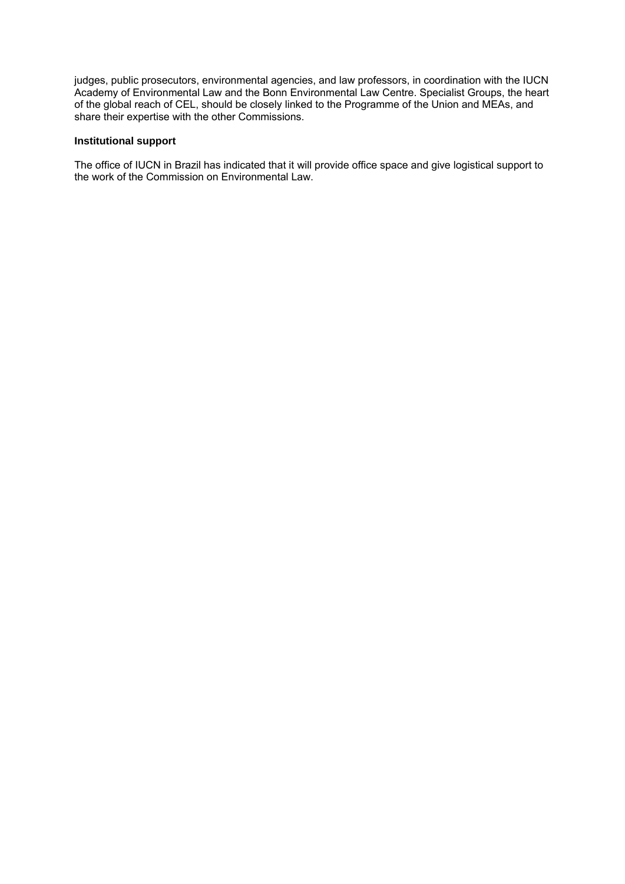judges, public prosecutors, environmental agencies, and law professors, in coordination with the IUCN Academy of Environmental Law and the Bonn Environmental Law Centre. Specialist Groups, the heart of the global reach of CEL, should be closely linked to the Programme of the Union and MEAs, and share their expertise with the other Commissions.

**Institutional support**

The office of IUCN in Brazil has indicated that it will provide office space and give logistical support to the work of the Commission on Environmental Law.